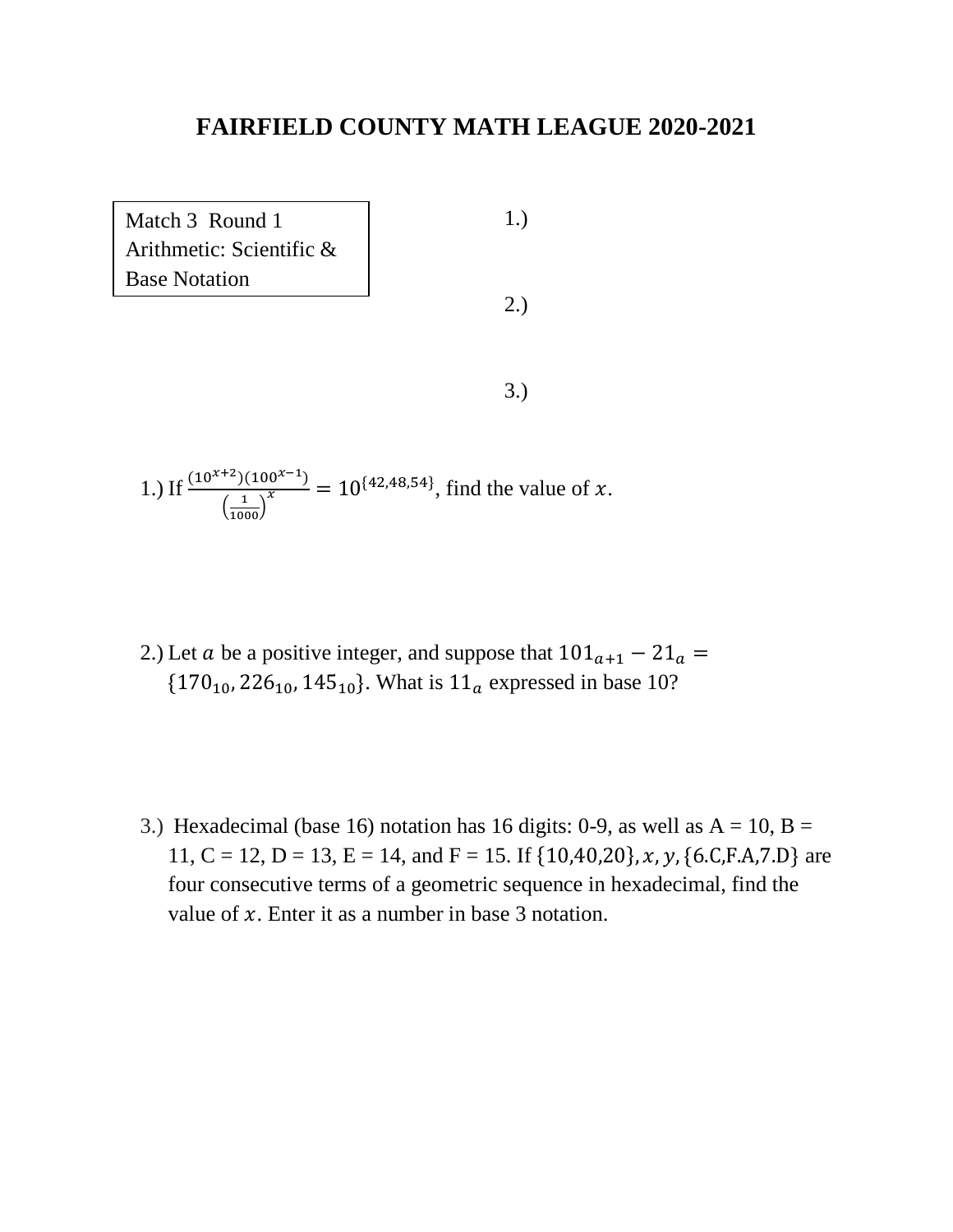# FAIRFIELD COUNTY MATH LEAGUE 2020-2021

Match 3 Round 1
Arithmetic: Scientific & Base Notation

1.)

2.)

3.)

1.) If $\frac{(10^{x+2})(100^{x-1})}{\left(\frac{1}{1000}\right)^{x}} = 10^{\{42,48,54\}}$, find the value of $x$.

2.) Let $a$ be a positive integer, and suppose that $101_{a+1} - 21_{a} = \{170_{10}, 226_{10}, 145_{10}\}$. What is $11_{a}$ expressed in base 10?

3.) Hexadecimal (base 16) notation has 16 digits: 0-9, as well as A = 10, B = 11, C = 12, D = 13, E = 14, and F = 15. If $\{10,40,20\}, x, y, \{6.C, F.A, 7.D\}$ are four consecutive terms of a geometric sequence in hexadecimal, find the value of $x$. Enter it as a number in base 3 notation.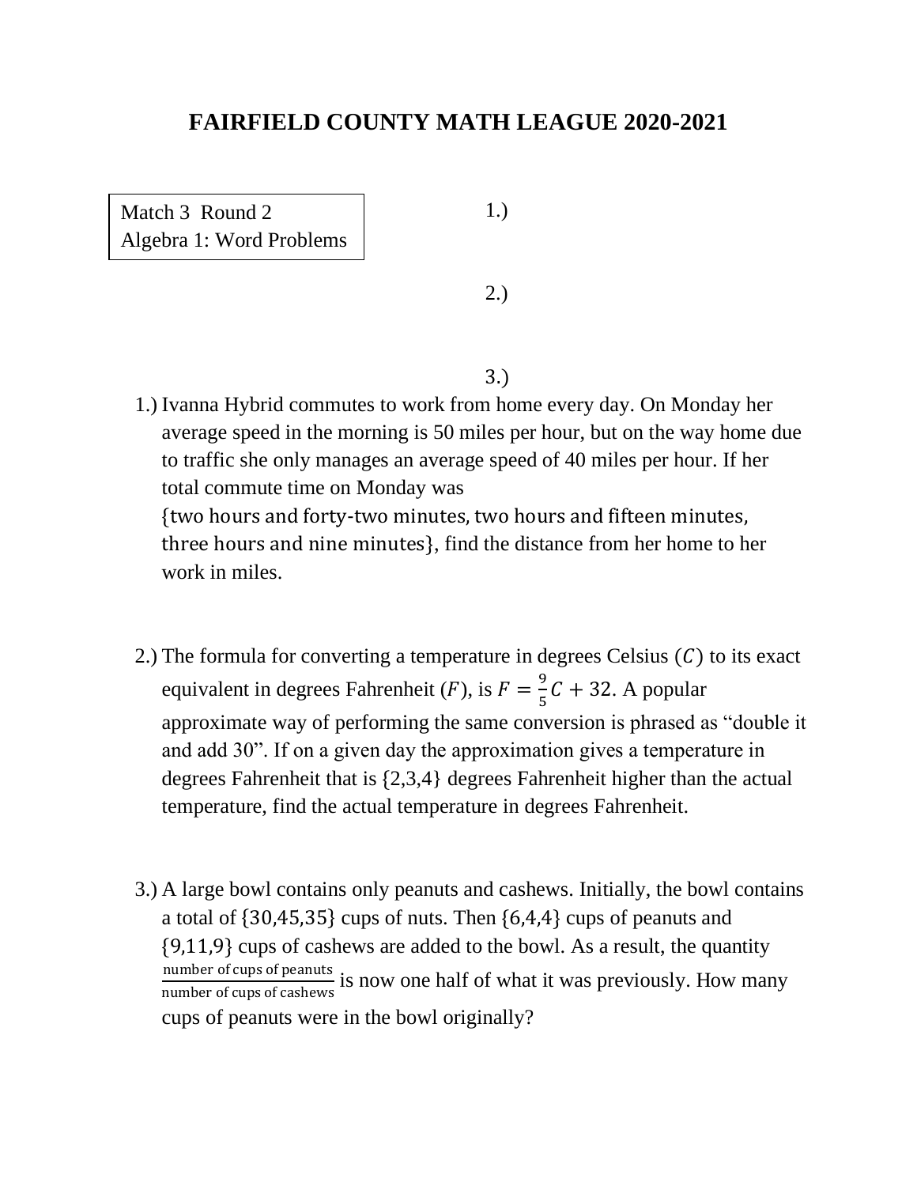# FAIRFIELD COUNTY MATH LEAGUE 2020-2021

Match 3 Round 2
Algebra 1: Word Problems

1.)

2.)

3.)

1.) Ivanna Hybrid commutes to work from home every day. On Monday her average speed in the morning is 50 miles per hour, but on the way home due to traffic she only manages an average speed of 40 miles per hour. If her total commute time on Monday was $\{\text{two hours and forty-two minutes, two hours and fifteen minutes, three hours and nine minutes}\}$, find the distance from her home to her work in miles.

2.) The formula for converting a temperature in degrees Celsius $(C)$ to its exact equivalent in degrees Fahrenheit $(F)$, is $F = \frac{9}{5}C + 32$. A popular approximate way of performing the same conversion is phrased as "double it and add 30". If on a given day the approximation gives a temperature in degrees Fahrenheit that is $\{2,3,4\}$ degrees Fahrenheit higher than the actual temperature, find the actual temperature in degrees Fahrenheit.

3.) A large bowl contains only peanuts and cashews. Initially, the bowl contains a total of $\{30,45,35\}$ cups of nuts. Then $\{6,4,4\}$ cups of peanuts and $\{9,11,9\}$ cups of cashews are added to the bowl. As a result, the quantity $\frac{\text{number of cups of peanuts}}{\text{number of cups of cashews}}$ is now one half of what it was previously. How many cups of peanuts were in the bowl originally?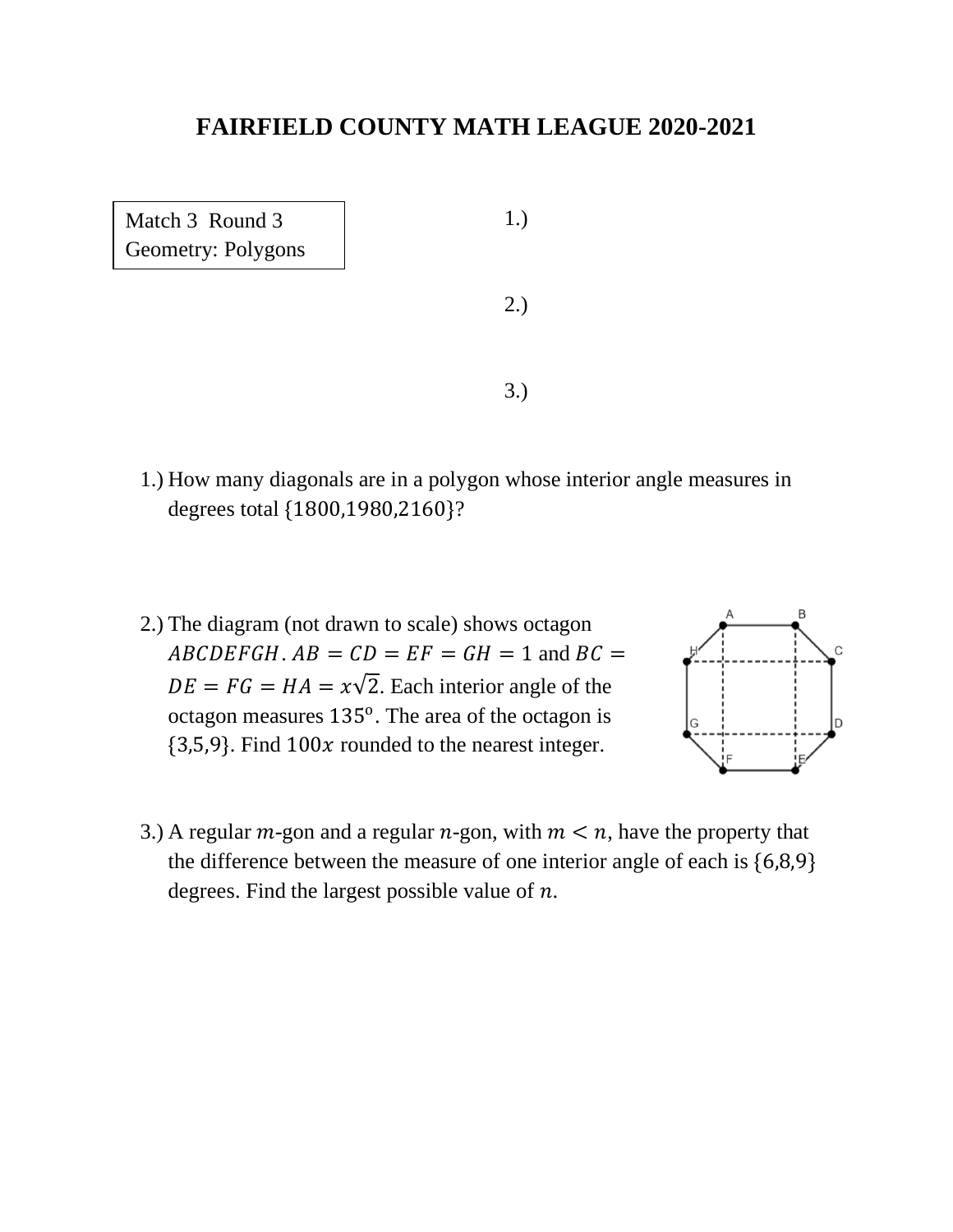# FAIRFIELD COUNTY MATH LEAGUE 2020-2021

Match 3 Round 3
Geometry: Polygons

1.)

2.)

3.)

1.) How many diagonals are in a polygon whose interior angle measures in degrees total $\{1800, 1980, 2160\}$?

2.) The diagram (not drawn to scale) shows octagon $ABCDEFGH$. $AB = CD = EF = GH = 1$ and $BC = DE = FG = HA = x\sqrt{2}$. Each interior angle of the octagon measures $135^{\text{o}}$. The area of the octagon is $\{3,5,9\}$. Find $100x$ rounded to the nearest integer.

3.) A regular $m$-gon and a regular $n$-gon, with $m < n$, have the property that the difference between the measure of one interior angle of each is $\{6,8,9\}$ degrees. Find the largest possible value of $n$.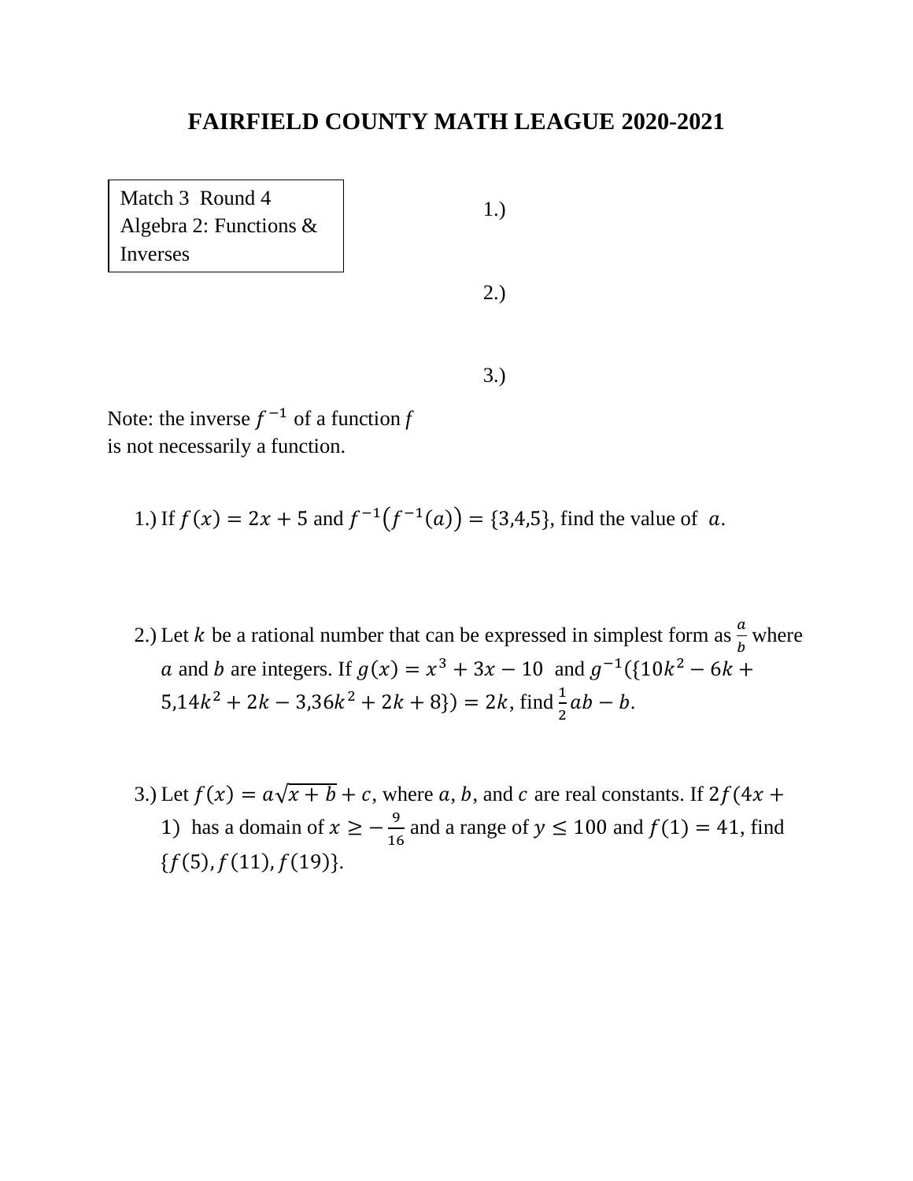# FAIRFIELD COUNTY MATH LEAGUE 2020-2021

Match 3 Round 4
Algebra 2: Functions & Inverses

1.)

2.)

3.)

Note: the inverse $f^{-1}$ of a function $f$ is not necessarily a function.

1.) If $f(x) = 2x + 5$ and $f^{-1}(f^{-1}(a)) = \{3,4,5\}$, find the value of $a$.

2.) Let $k$ be a rational number that can be expressed in simplest form as $\frac{a}{b}$ where $a$ and $b$ are integers. If $g(x) = x^3 + 3x - 10$ and $g^{-1}(\{10k^2 - 6k + 5, 14k^2 + 2k - 3, 36k^2 + 2k + 8\}) = 2k$, find $\frac{1}{2}ab - b$.

3.) Let $f(x) = a\sqrt{x+b} + c$, where $a$, $b$, and $c$ are real constants. If $2f(4x + 1)$ has a domain of $x \geq -\frac{9}{16}$ and a range of $y \leq 100$ and $f(1) = 41$, find $\{f(5), f(11), f(19)\}$.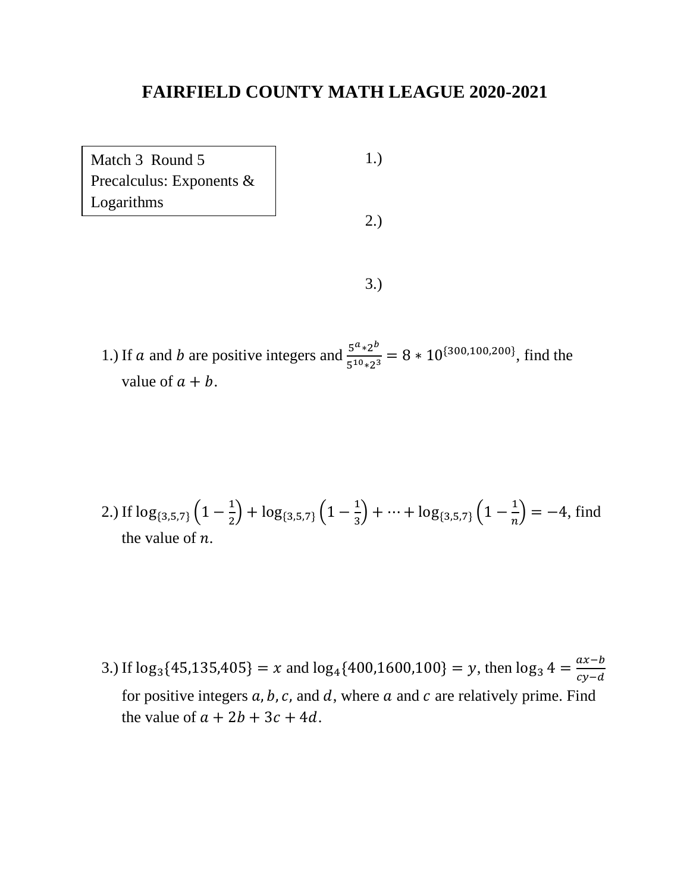# FAIRFIELD COUNTY MATH LEAGUE 2020-2021

Match 3 Round 5
Precalculus: Exponents & Logarithms

1.)

2.)

3.)

1.) If $a$ and $b$ are positive integers and $\frac{5^a * 2^b}{5^{10} * 2^3} = 8 * 10^{\{300,100,200\}}$, find the value of $a + b$.

2.) If $\log_{\{3,5,7\}}\left(1 - \frac{1}{2}\right) + \log_{\{3,5,7\}}\left(1 - \frac{1}{3}\right) + \cdots + \log_{\{3,5,7\}}\left(1 - \frac{1}{n}\right) = -4$, find the value of $n$.

3.) If $\log_3\{45,135,405\} = x$ and $\log_4\{400,1600,100\} = y$, then $\log_3 4 = \frac{ax-b}{cy-d}$ for positive integers $a, b, c$, and $d$, where $a$ and $c$ are relatively prime. Find the value of $a + 2b + 3c + 4d$.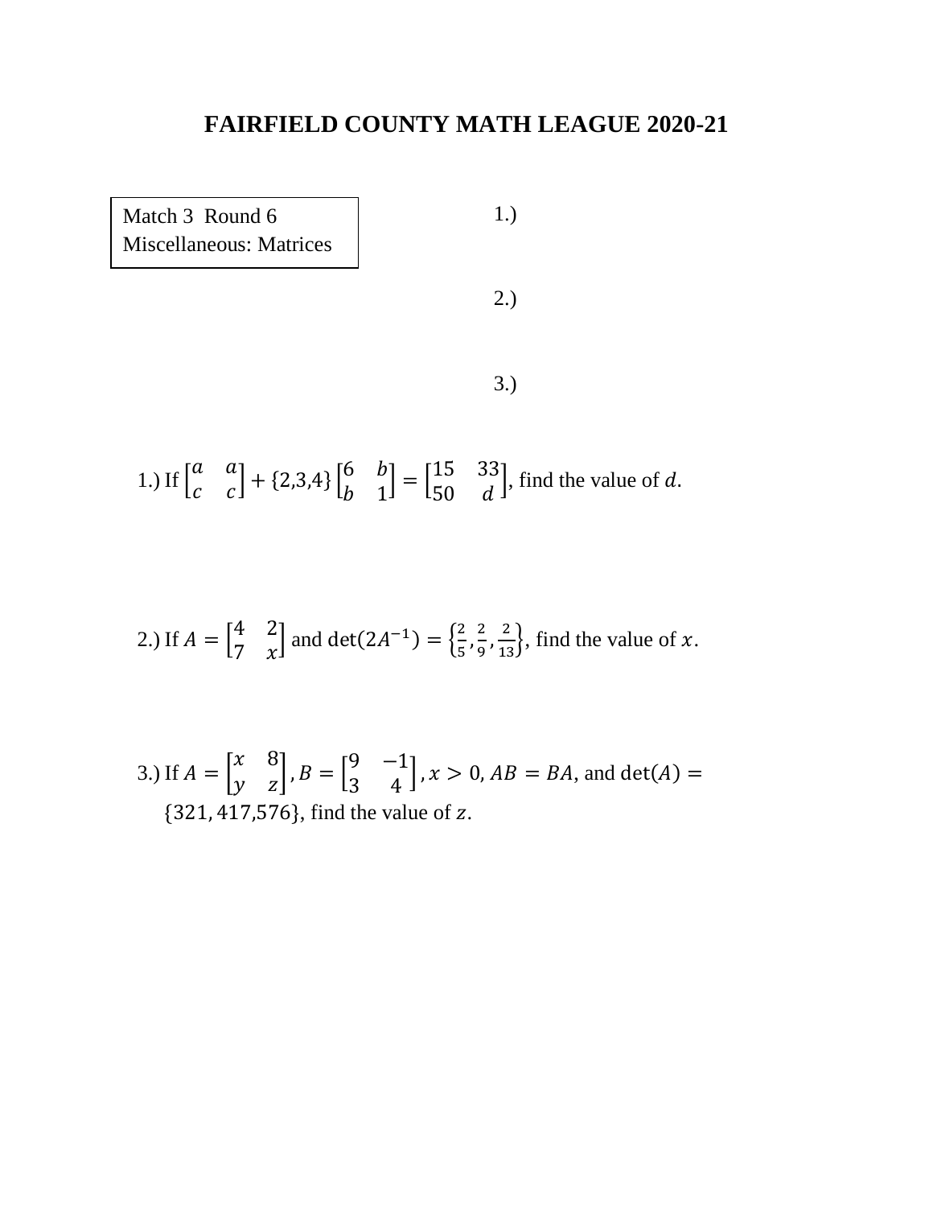# FAIRFIELD COUNTY MATH LEAGUE 2020-21

Match 3 Round 6
Miscellaneous: Matrices

1.)

2.)

3.)

1.) If $\begin{bmatrix} a & a \\ c & c \end{bmatrix} + \{2,3,4\} \begin{bmatrix} 6 & b \\ b & 1 \end{bmatrix} = \begin{bmatrix} 15 & 33 \\ 50 & d \end{bmatrix}$, find the value of $d$.

2.) If $A = \begin{bmatrix} 4 & 2 \\ 7 & x \end{bmatrix}$ and $\det(2A^{-1}) = \left\{\frac{2}{5}, \frac{2}{9}, \frac{2}{13}\right\}$, find the value of $x$.

3.) If $A = \begin{bmatrix} x & 8 \\ y & z \end{bmatrix}, B = \begin{bmatrix} 9 & -1 \\ 3 & 4 \end{bmatrix}, x > 0$, $AB = BA$, and $\det(A) = \{321, 417, 576\}$, find the value of $z$.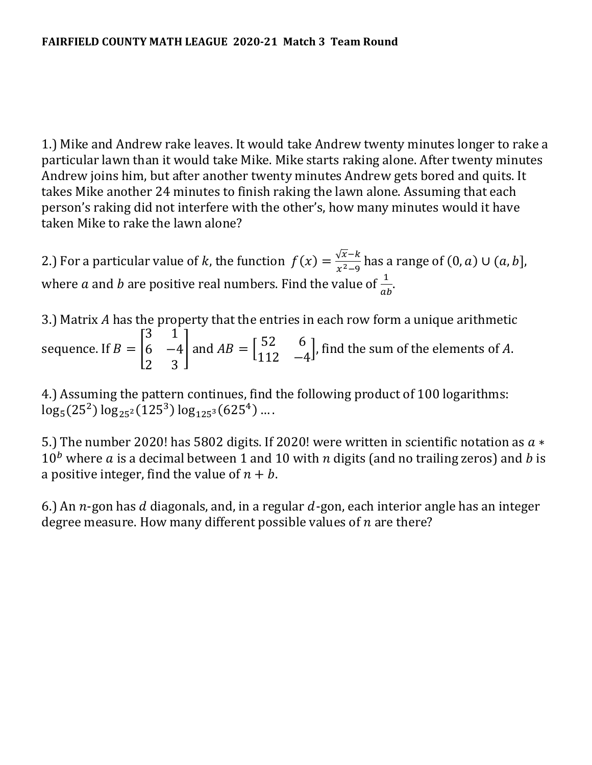**FAIRFIELD COUNTY MATH LEAGUE 2020-21 Match 3 Team Round**

1.) Mike and Andrew rake leaves. It would take Andrew twenty minutes longer to rake a particular lawn than it would take Mike. Mike starts raking alone. After twenty minutes Andrew joins him, but after another twenty minutes Andrew gets bored and quits. It takes Mike another 24 minutes to finish raking the lawn alone. Assuming that each person's raking did not interfere with the other's, how many minutes would it have taken Mike to rake the lawn alone?

2.) For a particular value of $k$, the function $f(x) = \frac{\sqrt{x}-k}{x^2-9}$ has a range of $(0, a) \cup (a, b]$, where $a$ and $b$ are positive real numbers. Find the value of $\frac{1}{ab}$.

3.) Matrix $A$ has the property that the entries in each row form a unique arithmetic sequence. If $B = \begin{bmatrix} 3 & 1 \\ 6 & -4 \\ 2 & 3 \end{bmatrix}$ and $AB = \begin{bmatrix} 52 & 6 \\ 112 & -4 \end{bmatrix}$, find the sum of the elements of $A$.

4.) Assuming the pattern continues, find the following product of 100 logarithms: $\log_5(25^2)\log_{25^2}(125^3)\log_{125^3}(625^4)\ldots$.

5.) The number 2020! has 5802 digits. If 2020! were written in scientific notation as $a * 10^b$ where $a$ is a decimal between 1 and 10 with $n$ digits (and no trailing zeros) and $b$ is a positive integer, find the value of $n + b$.

6.) An $n$-gon has $d$ diagonals, and, in a regular $d$-gon, each interior angle has an integer degree measure. How many different possible values of $n$ are there?